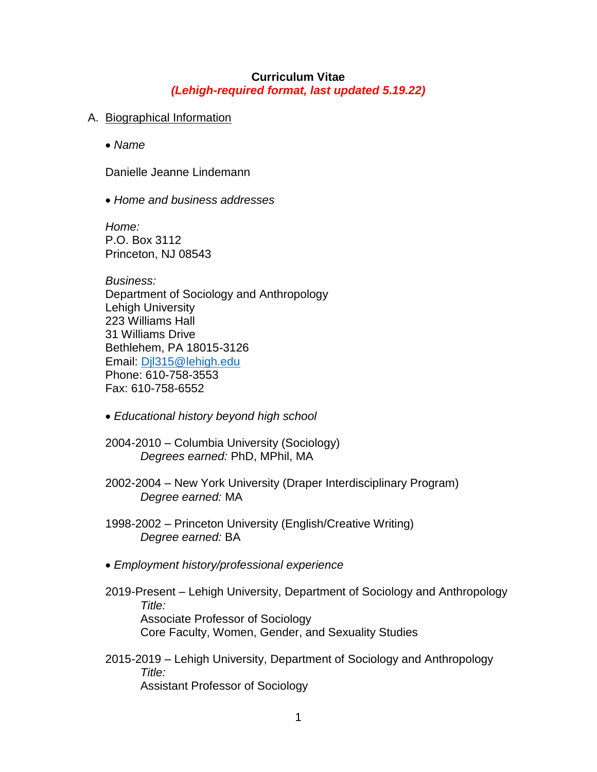**Curriculum Vitae**
***(Lehigh-required format, last updated 5.19.22)***

A. Biographical Information

- *Name*

Danielle Jeanne Lindemann

- *Home and business addresses*

*Home:*
P.O. Box 3112
Princeton, NJ 08543

*Business:*
Department of Sociology and Anthropology
Lehigh University
223 Williams Hall
31 Williams Drive
Bethlehem, PA 18015-3126
Email: Djl315@lehigh.edu
Phone: 610-758-3553
Fax: 610-758-6552

- *Educational history beyond high school*

2004-2010 – Columbia University (Sociology)
*Degrees earned:* PhD, MPhil, MA

2002-2004 – New York University (Draper Interdisciplinary Program)
*Degree earned:* MA

1998-2002 – Princeton University (English/Creative Writing)
*Degree earned:* BA

- *Employment history/professional experience*

2019-Present – Lehigh University, Department of Sociology and Anthropology
*Title:*
Associate Professor of Sociology
Core Faculty, Women, Gender, and Sexuality Studies

2015-2019 – Lehigh University, Department of Sociology and Anthropology
*Title:*
Assistant Professor of Sociology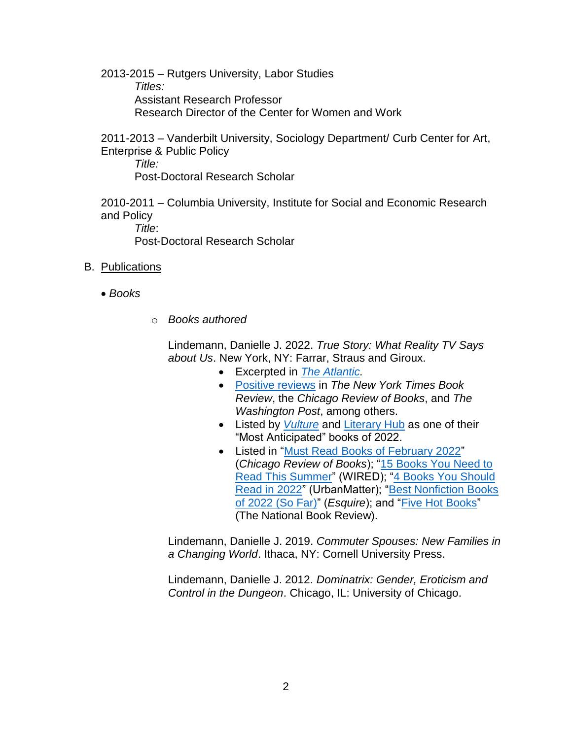2013-2015 – Rutgers University, Labor Studies

*Titles:*

Assistant Research Professor

Research Director of the Center for Women and Work

2011-2013 – Vanderbilt University, Sociology Department/ Curb Center for Art, Enterprise & Public Policy

*Title:*

Post-Doctoral Research Scholar

2010-2011 – Columbia University, Institute for Social and Economic Research and Policy

*Title*:

Post-Doctoral Research Scholar

B. Publications

- *Books*

  - *Books authored*

    Lindemann, Danielle J. 2022. *True Story: What Reality TV Says about Us*. New York, NY: Farrar, Straus and Giroux.

    - Excerpted in *The Atlantic.*
    - Positive reviews in *The New York Times Book Review*, the *Chicago Review of Books*, and *The Washington Post*, among others.
    - Listed by *Vulture* and Literary Hub as one of their "Most Anticipated" books of 2022.
    - Listed in "Must Read Books of February 2022" (*Chicago Review of Books*); "15 Books You Need to Read This Summer" (WIRED); "4 Books You Should Read in 2022" (UrbanMatter); "Best Nonfiction Books of 2022 (So Far)" (*Esquire*); and "Five Hot Books" (The National Book Review).

    Lindemann, Danielle J. 2019. *Commuter Spouses: New Families in a Changing World*. Ithaca, NY: Cornell University Press.

    Lindemann, Danielle J. 2012. *Dominatrix: Gender, Eroticism and Control in the Dungeon*. Chicago, IL: University of Chicago.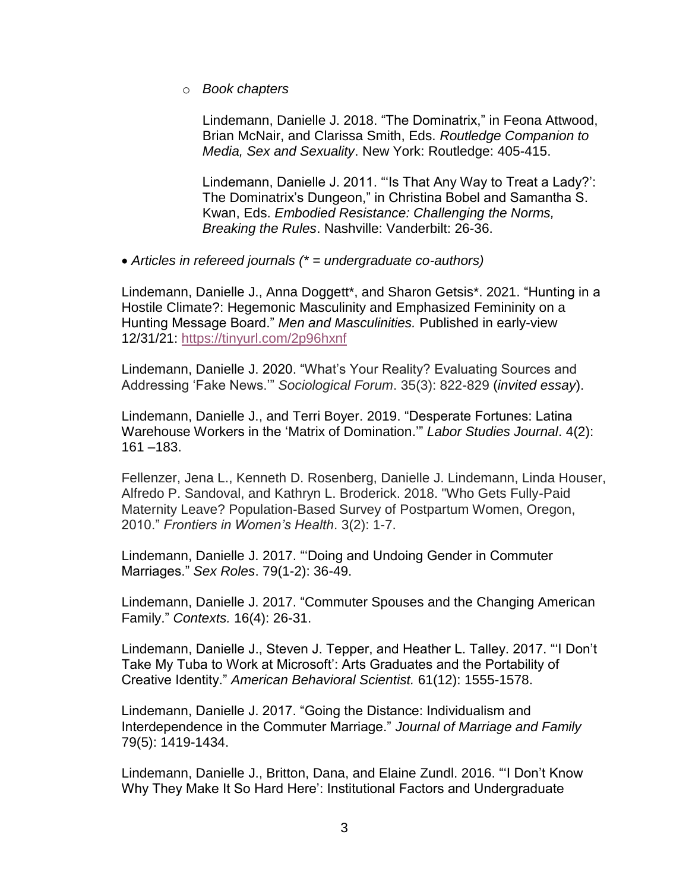- *Book chapters*

  Lindemann, Danielle J. 2018. "The Dominatrix," in Feona Attwood, Brian McNair, and Clarissa Smith, Eds. *Routledge Companion to Media, Sex and Sexuality*. New York: Routledge: 405-415.

  Lindemann, Danielle J. 2011. "'Is That Any Way to Treat a Lady?': The Dominatrix's Dungeon," in Christina Bobel and Samantha S. Kwan, Eds. *Embodied Resistance: Challenging the Norms, Breaking the Rules*. Nashville: Vanderbilt: 26-36.

- *Articles in refereed journals (* = undergraduate co-authors)*

Lindemann, Danielle J., Anna Doggett*, and Sharon Getsis*. 2021. "Hunting in a Hostile Climate?: Hegemonic Masculinity and Emphasized Femininity on a Hunting Message Board." *Men and Masculinities.* Published in early-view 12/31/21: https://tinyurl.com/2p96hxnf

Lindemann, Danielle J. 2020. "What's Your Reality? Evaluating Sources and Addressing 'Fake News.'" *Sociological Forum*. 35(3): 822-829 (*invited essay*).

Lindemann, Danielle J., and Terri Boyer. 2019. "Desperate Fortunes: Latina Warehouse Workers in the 'Matrix of Domination.'" *Labor Studies Journal*. 4(2): 161 –183.

Fellenzer, Jena L., Kenneth D. Rosenberg, Danielle J. Lindemann, Linda Houser, Alfredo P. Sandoval, and Kathryn L. Broderick. 2018. "Who Gets Fully-Paid Maternity Leave? Population-Based Survey of Postpartum Women, Oregon, 2010." *Frontiers in Women's Health*. 3(2): 1-7.

Lindemann, Danielle J. 2017. "'Doing and Undoing Gender in Commuter Marriages." *Sex Roles*. 79(1-2): 36-49.

Lindemann, Danielle J. 2017. "Commuter Spouses and the Changing American Family." *Contexts.* 16(4): 26-31.

Lindemann, Danielle J., Steven J. Tepper, and Heather L. Talley. 2017. "'I Don't Take My Tuba to Work at Microsoft': Arts Graduates and the Portability of Creative Identity." *American Behavioral Scientist.* 61(12): 1555-1578.

Lindemann, Danielle J. 2017. "Going the Distance: Individualism and Interdependence in the Commuter Marriage." *Journal of Marriage and Family* 79(5): 1419-1434.

Lindemann, Danielle J., Britton, Dana, and Elaine Zundl. 2016. "'I Don't Know Why They Make It So Hard Here': Institutional Factors and Undergraduate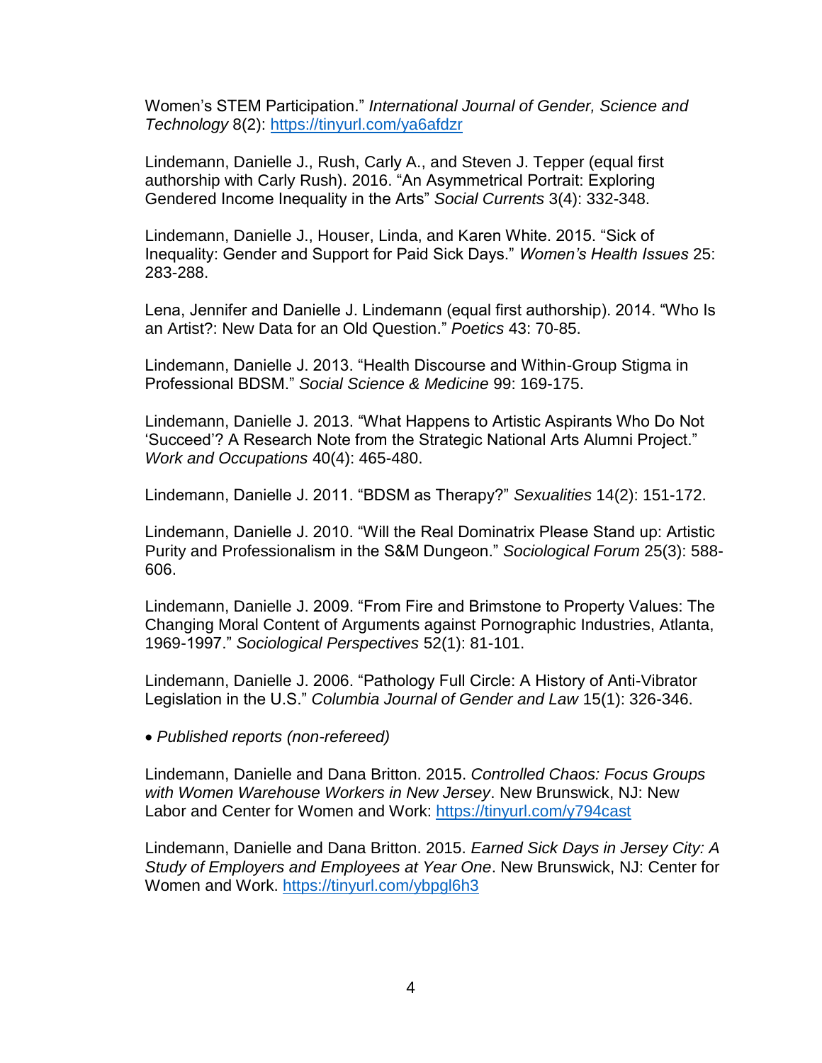Women's STEM Participation." *International Journal of Gender, Science and Technology* 8(2): https://tinyurl.com/ya6afdzr

Lindemann, Danielle J., Rush, Carly A., and Steven J. Tepper (equal first authorship with Carly Rush). 2016. "An Asymmetrical Portrait: Exploring Gendered Income Inequality in the Arts" *Social Currents* 3(4): 332-348.

Lindemann, Danielle J., Houser, Linda, and Karen White. 2015. "Sick of Inequality: Gender and Support for Paid Sick Days." *Women's Health Issues* 25: 283-288.

Lena, Jennifer and Danielle J. Lindemann (equal first authorship). 2014. "Who Is an Artist?: New Data for an Old Question." *Poetics* 43: 70-85.

Lindemann, Danielle J. 2013. "Health Discourse and Within-Group Stigma in Professional BDSM." *Social Science & Medicine* 99: 169-175.

Lindemann, Danielle J. 2013. "What Happens to Artistic Aspirants Who Do Not 'Succeed'? A Research Note from the Strategic National Arts Alumni Project." *Work and Occupations* 40(4): 465-480.

Lindemann, Danielle J. 2011. "BDSM as Therapy?" *Sexualities* 14(2): 151-172.

Lindemann, Danielle J. 2010. "Will the Real Dominatrix Please Stand up: Artistic Purity and Professionalism in the S&M Dungeon." *Sociological Forum* 25(3): 588-606.

Lindemann, Danielle J. 2009. "From Fire and Brimstone to Property Values: The Changing Moral Content of Arguments against Pornographic Industries, Atlanta, 1969-1997." *Sociological Perspectives* 52(1): 81-101.

Lindemann, Danielle J. 2006. "Pathology Full Circle: A History of Anti-Vibrator Legislation in the U.S." *Columbia Journal of Gender and Law* 15(1): 326-346.

- *Published reports (non-refereed)*

Lindemann, Danielle and Dana Britton. 2015. *Controlled Chaos: Focus Groups with Women Warehouse Workers in New Jersey*. New Brunswick, NJ: New Labor and Center for Women and Work: https://tinyurl.com/y794cast

Lindemann, Danielle and Dana Britton. 2015. *Earned Sick Days in Jersey City: A Study of Employers and Employees at Year One*. New Brunswick, NJ: Center for Women and Work. https://tinyurl.com/ybpgl6h3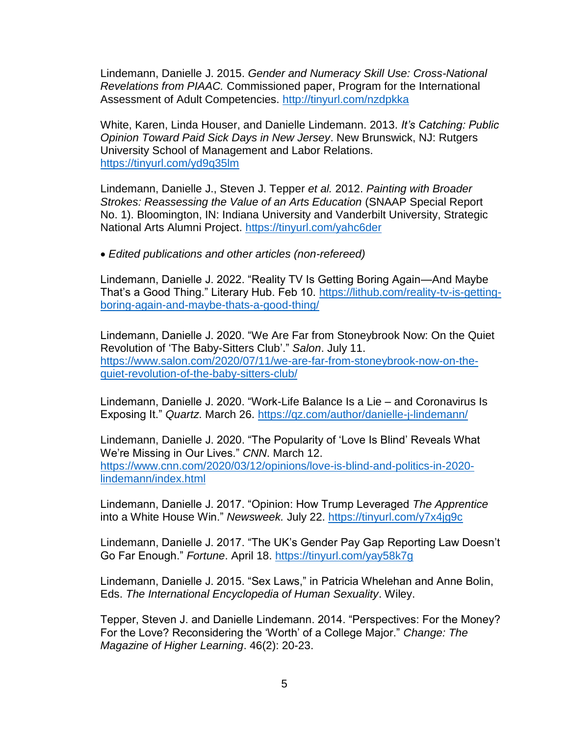Lindemann, Danielle J. 2015. *Gender and Numeracy Skill Use: Cross-National Revelations from PIAAC.* Commissioned paper, Program for the International Assessment of Adult Competencies. http://tinyurl.com/nzdpkka

White, Karen, Linda Houser, and Danielle Lindemann. 2013. *It's Catching: Public Opinion Toward Paid Sick Days in New Jersey*. New Brunswick, NJ: Rutgers University School of Management and Labor Relations. https://tinyurl.com/yd9q35lm

Lindemann, Danielle J., Steven J. Tepper *et al.* 2012. *Painting with Broader Strokes: Reassessing the Value of an Arts Education* (SNAAP Special Report No. 1). Bloomington, IN: Indiana University and Vanderbilt University, Strategic National Arts Alumni Project. https://tinyurl.com/yahc6der

- *Edited publications and other articles (non-refereed)*

Lindemann, Danielle J. 2022. "Reality TV Is Getting Boring Again—And Maybe That's a Good Thing." Literary Hub. Feb 10. https://lithub.com/reality-tv-is-getting-boring-again-and-maybe-thats-a-good-thing/

Lindemann, Danielle J. 2020. "We Are Far from Stoneybrook Now: On the Quiet Revolution of 'The Baby-Sitters Club'." *Salon*. July 11. https://www.salon.com/2020/07/11/we-are-far-from-stoneybrook-now-on-the-quiet-revolution-of-the-baby-sitters-club/

Lindemann, Danielle J. 2020. "Work-Life Balance Is a Lie – and Coronavirus Is Exposing It." *Quartz*. March 26. https://qz.com/author/danielle-j-lindemann/

Lindemann, Danielle J. 2020. "The Popularity of 'Love Is Blind' Reveals What We're Missing in Our Lives." *CNN*. March 12. https://www.cnn.com/2020/03/12/opinions/love-is-blind-and-politics-in-2020-lindemann/index.html

Lindemann, Danielle J. 2017. "Opinion: How Trump Leveraged *The Apprentice* into a White House Win." *Newsweek.* July 22. https://tinyurl.com/y7x4jg9c

Lindemann, Danielle J. 2017. "The UK's Gender Pay Gap Reporting Law Doesn't Go Far Enough." *Fortune*. April 18. https://tinyurl.com/yay58k7g

Lindemann, Danielle J. 2015. "Sex Laws," in Patricia Whelehan and Anne Bolin, Eds. *The International Encyclopedia of Human Sexuality*. Wiley.

Tepper, Steven J. and Danielle Lindemann. 2014. "Perspectives: For the Money? For the Love? Reconsidering the 'Worth' of a College Major." *Change: The Magazine of Higher Learning*. 46(2): 20-23.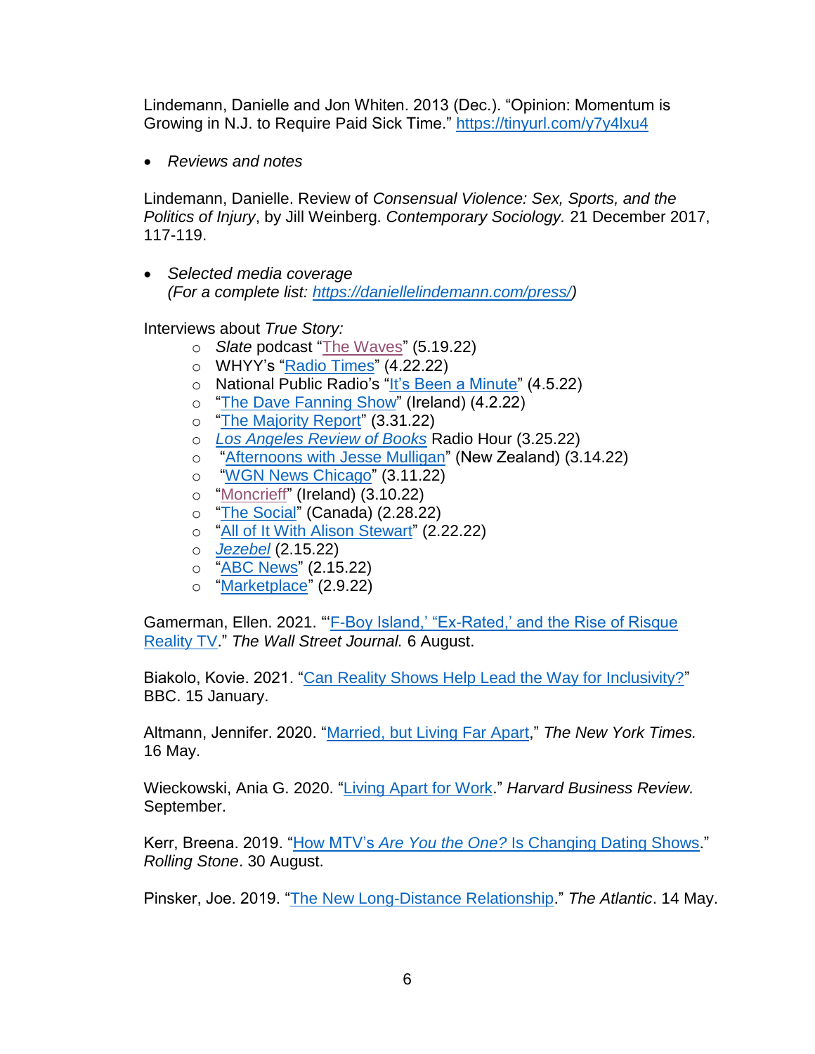Lindemann, Danielle and Jon Whiten. 2013 (Dec.). "Opinion: Momentum is Growing in N.J. to Require Paid Sick Time." https://tinyurl.com/y7y4lxu4

- *Reviews and notes*

Lindemann, Danielle. Review of *Consensual Violence: Sex, Sports, and the Politics of Injury*, by Jill Weinberg. *Contemporary Sociology.* 21 December 2017, 117-119.

- *Selected media coverage*
  *(For a complete list: https://daniellelindemann.com/press/)*

Interviews about *True Story:*

- *Slate* podcast "The Waves" (5.19.22)
- WHYY's "Radio Times" (4.22.22)
- National Public Radio's "It's Been a Minute" (4.5.22)
- "The Dave Fanning Show" (Ireland) (4.2.22)
- "The Majority Report" (3.31.22)
- *Los Angeles Review of Books* Radio Hour (3.25.22)
- "Afternoons with Jesse Mulligan" (New Zealand) (3.14.22)
- "WGN News Chicago" (3.11.22)
- "Moncrieff" (Ireland) (3.10.22)
- "The Social" (Canada) (2.28.22)
- "All of It With Alison Stewart" (2.22.22)
- *Jezebel* (2.15.22)
- "ABC News" (2.15.22)
- "Marketplace" (2.9.22)

Gamerman, Ellen. 2021. "'F-Boy Island,' 'Ex-Rated,' and the Rise of Risque Reality TV." *The Wall Street Journal.* 6 August.

Biakolo, Kovie. 2021. "Can Reality Shows Help Lead the Way for Inclusivity?" BBC. 15 January.

Altmann, Jennifer. 2020. "Married, but Living Far Apart," *The New York Times.* 16 May.

Wieckowski, Ania G. 2020. "Living Apart for Work." *Harvard Business Review.* September.

Kerr, Breena. 2019. "How MTV's *Are You the One?* Is Changing Dating Shows." *Rolling Stone*. 30 August.

Pinsker, Joe. 2019. "The New Long-Distance Relationship." *The Atlantic*. 14 May.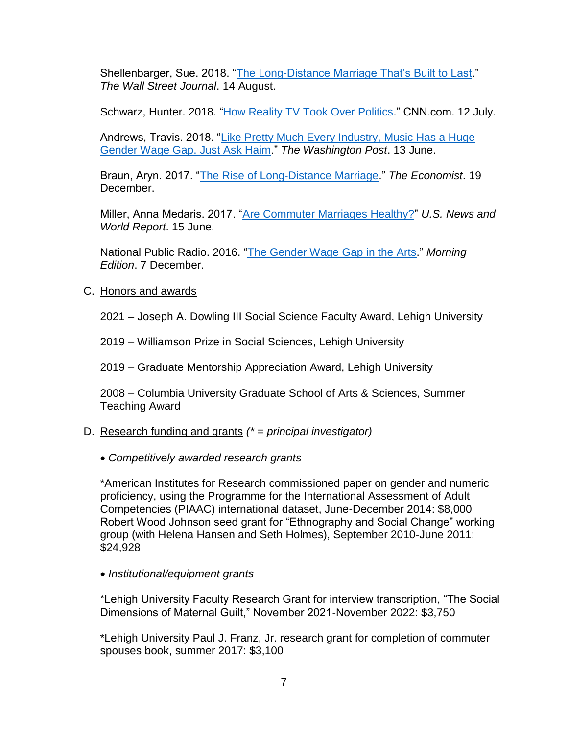Shellenbarger, Sue. 2018. "The Long-Distance Marriage That's Built to Last." *The Wall Street Journal*. 14 August.

Schwarz, Hunter. 2018. "How Reality TV Took Over Politics." CNN.com. 12 July.

Andrews, Travis. 2018. "Like Pretty Much Every Industry, Music Has a Huge Gender Wage Gap. Just Ask Haim." *The Washington Post*. 13 June.

Braun, Aryn. 2017. "The Rise of Long-Distance Marriage." *The Economist*. 19 December.

Miller, Anna Medaris. 2017. "Are Commuter Marriages Healthy?" *U.S. News and World Report*. 15 June.

National Public Radio. 2016. "The Gender Wage Gap in the Arts." *Morning Edition*. 7 December.

C. Honors and awards

2021 – Joseph A. Dowling III Social Science Faculty Award, Lehigh University

2019 – Williamson Prize in Social Sciences, Lehigh University

2019 – Graduate Mentorship Appreciation Award, Lehigh University

2008 – Columbia University Graduate School of Arts & Sciences, Summer Teaching Award

D. Research funding and grants *(* = principal investigator)*

- *Competitively awarded research grants*

*American Institutes for Research commissioned paper on gender and numeric proficiency, using the Programme for the International Assessment of Adult Competencies (PIAAC) international dataset, June-December 2014: $8,000
Robert Wood Johnson seed grant for "Ethnography and Social Change" working group (with Helena Hansen and Seth Holmes), September 2010-June 2011: $24,928

- *Institutional/equipment grants*

*Lehigh University Faculty Research Grant for interview transcription, "The Social Dimensions of Maternal Guilt," November 2021-November 2022: $3,750

*Lehigh University Paul J. Franz, Jr. research grant for completion of commuter spouses book, summer 2017: $3,100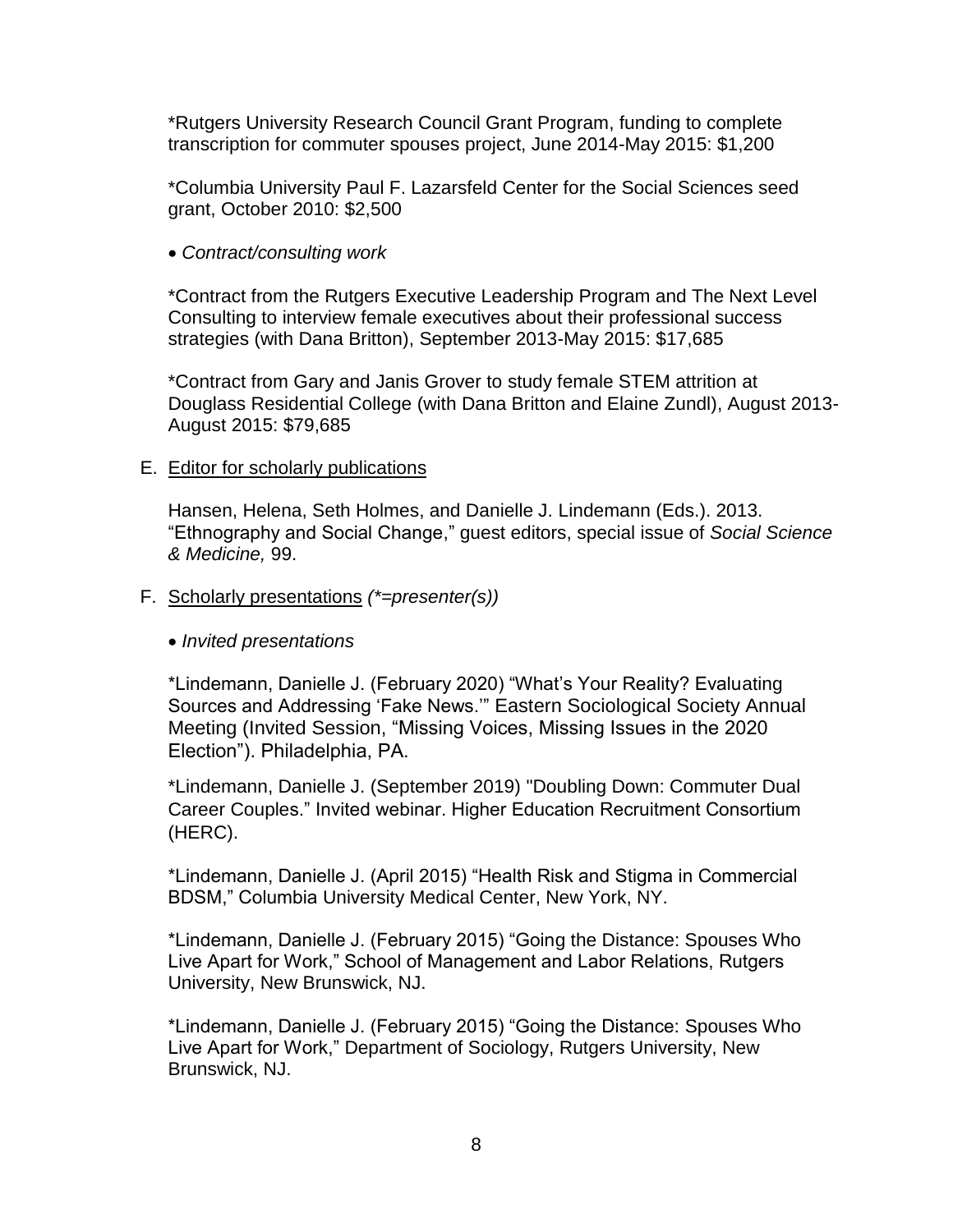*Rutgers University Research Council Grant Program, funding to complete transcription for commuter spouses project, June 2014-May 2015: $1,200

*Columbia University Paul F. Lazarsfeld Center for the Social Sciences seed grant, October 2010: $2,500

- *Contract/consulting work*

*Contract from the Rutgers Executive Leadership Program and The Next Level Consulting to interview female executives about their professional success strategies (with Dana Britton), September 2013-May 2015: $17,685

*Contract from Gary and Janis Grover to study female STEM attrition at Douglass Residential College (with Dana Britton and Elaine Zundl), August 2013-August 2015: $79,685

E. <u>Editor for scholarly publications</u>

Hansen, Helena, Seth Holmes, and Danielle J. Lindemann (Eds.). 2013. "Ethnography and Social Change," guest editors, special issue of *Social Science & Medicine,* 99.

F. <u>Scholarly presentations</u> *(*=presenter(s))*

- *Invited presentations*

*Lindemann, Danielle J. (February 2020) "What's Your Reality? Evaluating Sources and Addressing 'Fake News.'" Eastern Sociological Society Annual Meeting (Invited Session, "Missing Voices, Missing Issues in the 2020 Election"). Philadelphia, PA.

*Lindemann, Danielle J. (September 2019) "Doubling Down: Commuter Dual Career Couples." Invited webinar. Higher Education Recruitment Consortium (HERC).

*Lindemann, Danielle J. (April 2015) "Health Risk and Stigma in Commercial BDSM," Columbia University Medical Center, New York, NY.

*Lindemann, Danielle J. (February 2015) "Going the Distance: Spouses Who Live Apart for Work," School of Management and Labor Relations, Rutgers University, New Brunswick, NJ.

*Lindemann, Danielle J. (February 2015) "Going the Distance: Spouses Who Live Apart for Work," Department of Sociology, Rutgers University, New Brunswick, NJ.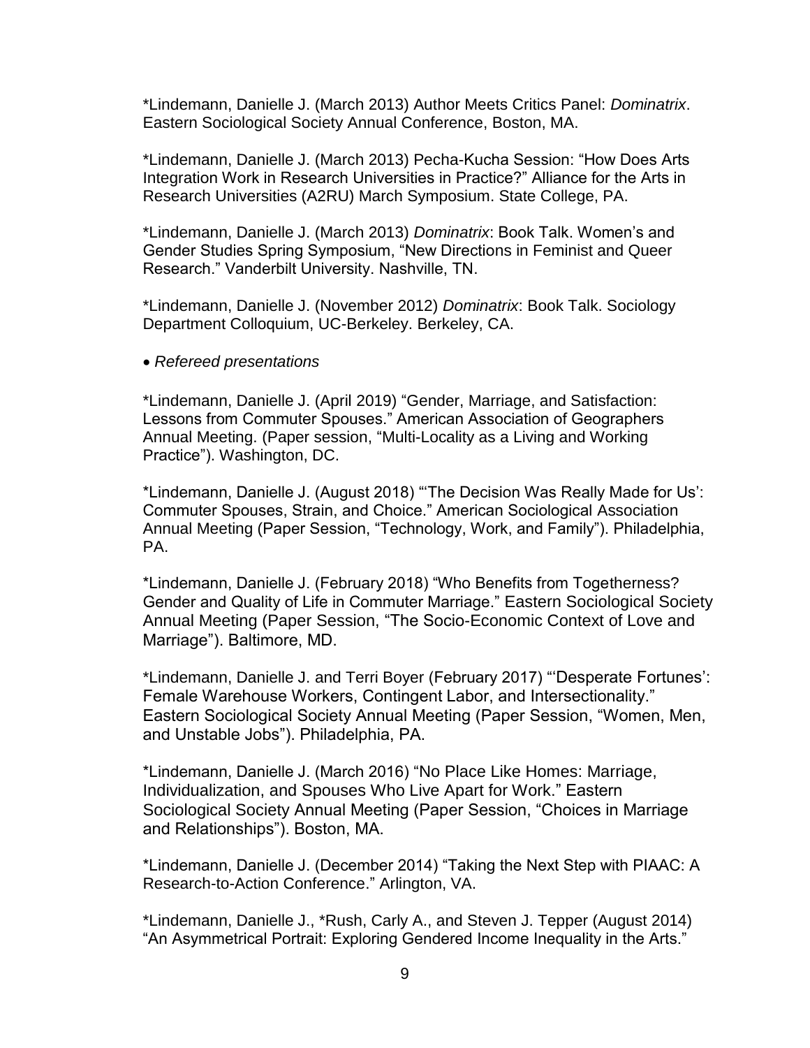*Lindemann, Danielle J. (March 2013) Author Meets Critics Panel: *Dominatrix*. Eastern Sociological Society Annual Conference, Boston, MA.

*Lindemann, Danielle J. (March 2013) Pecha-Kucha Session: "How Does Arts Integration Work in Research Universities in Practice?" Alliance for the Arts in Research Universities (A2RU) March Symposium. State College, PA.

*Lindemann, Danielle J. (March 2013) *Dominatrix*: Book Talk. Women's and Gender Studies Spring Symposium, "New Directions in Feminist and Queer Research." Vanderbilt University. Nashville, TN.

*Lindemann, Danielle J. (November 2012) *Dominatrix*: Book Talk. Sociology Department Colloquium, UC-Berkeley. Berkeley, CA.

- *Refereed presentations*

*Lindemann, Danielle J. (April 2019) "Gender, Marriage, and Satisfaction: Lessons from Commuter Spouses." American Association of Geographers Annual Meeting. (Paper session, "Multi-Locality as a Living and Working Practice"). Washington, DC.

*Lindemann, Danielle J. (August 2018) "'The Decision Was Really Made for Us': Commuter Spouses, Strain, and Choice." American Sociological Association Annual Meeting (Paper Session, "Technology, Work, and Family"). Philadelphia, PA.

*Lindemann, Danielle J. (February 2018) "Who Benefits from Togetherness? Gender and Quality of Life in Commuter Marriage." Eastern Sociological Society Annual Meeting (Paper Session, "The Socio-Economic Context of Love and Marriage"). Baltimore, MD.

*Lindemann, Danielle J. and Terri Boyer (February 2017) "'Desperate Fortunes': Female Warehouse Workers, Contingent Labor, and Intersectionality." Eastern Sociological Society Annual Meeting (Paper Session, "Women, Men, and Unstable Jobs"). Philadelphia, PA.

*Lindemann, Danielle J. (March 2016) "No Place Like Homes: Marriage, Individualization, and Spouses Who Live Apart for Work." Eastern Sociological Society Annual Meeting (Paper Session, "Choices in Marriage and Relationships"). Boston, MA.

*Lindemann, Danielle J. (December 2014) "Taking the Next Step with PIAAC: A Research-to-Action Conference." Arlington, VA.

*Lindemann, Danielle J., *Rush, Carly A., and Steven J. Tepper (August 2014) "An Asymmetrical Portrait: Exploring Gendered Income Inequality in the Arts."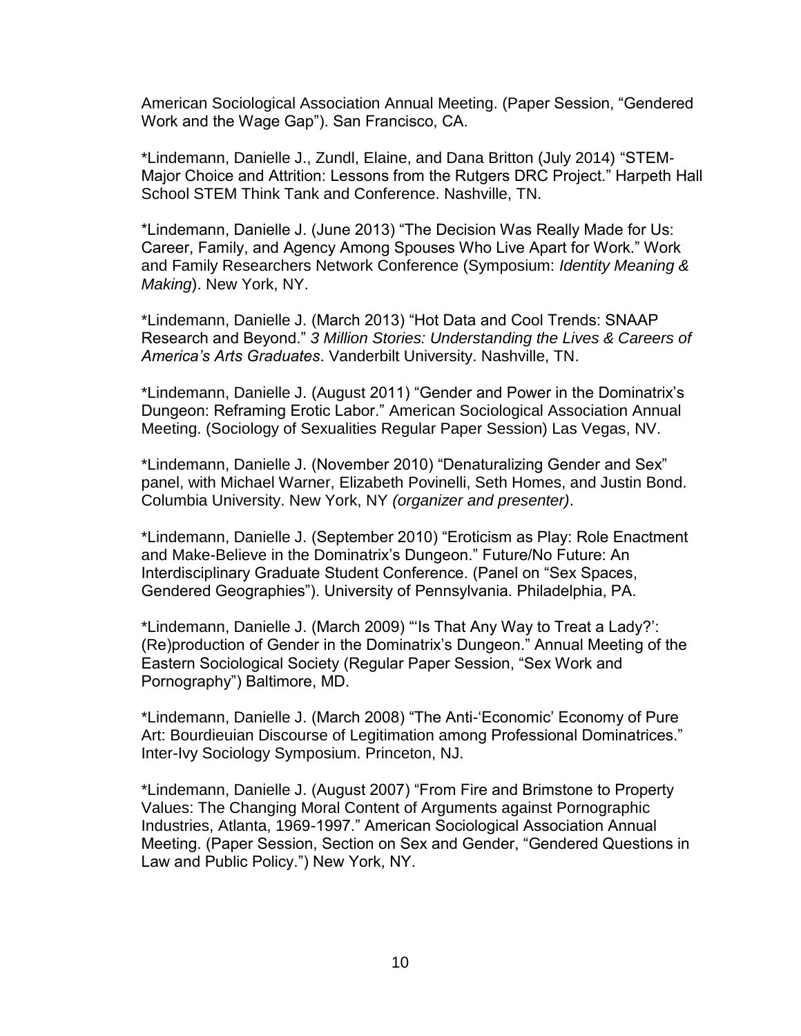American Sociological Association Annual Meeting. (Paper Session, "Gendered Work and the Wage Gap"). San Francisco, CA.

*Lindemann, Danielle J., Zundl, Elaine, and Dana Britton (July 2014) "STEM-Major Choice and Attrition: Lessons from the Rutgers DRC Project." Harpeth Hall School STEM Think Tank and Conference. Nashville, TN.

*Lindemann, Danielle J. (June 2013) "The Decision Was Really Made for Us: Career, Family, and Agency Among Spouses Who Live Apart for Work." Work and Family Researchers Network Conference (Symposium: *Identity Meaning & Making*). New York, NY.

*Lindemann, Danielle J. (March 2013) "Hot Data and Cool Trends: SNAAP Research and Beyond." *3 Million Stories: Understanding the Lives & Careers of America's Arts Graduates*. Vanderbilt University. Nashville, TN.

*Lindemann, Danielle J. (August 2011) "Gender and Power in the Dominatrix's Dungeon: Reframing Erotic Labor." American Sociological Association Annual Meeting. (Sociology of Sexualities Regular Paper Session) Las Vegas, NV.

*Lindemann, Danielle J. (November 2010) "Denaturalizing Gender and Sex" panel, with Michael Warner, Elizabeth Povinelli, Seth Homes, and Justin Bond. Columbia University. New York, NY *(organizer and presenter)*.

*Lindemann, Danielle J. (September 2010) "Eroticism as Play: Role Enactment and Make-Believe in the Dominatrix's Dungeon." Future/No Future: An Interdisciplinary Graduate Student Conference. (Panel on "Sex Spaces, Gendered Geographies"). University of Pennsylvania. Philadelphia, PA.

*Lindemann, Danielle J. (March 2009) "'Is That Any Way to Treat a Lady?': (Re)production of Gender in the Dominatrix's Dungeon." Annual Meeting of the Eastern Sociological Society (Regular Paper Session, "Sex Work and Pornography") Baltimore, MD.

*Lindemann, Danielle J. (March 2008) "The Anti-'Economic' Economy of Pure Art: Bourdieuian Discourse of Legitimation among Professional Dominatrices." Inter-Ivy Sociology Symposium. Princeton, NJ.

*Lindemann, Danielle J. (August 2007) "From Fire and Brimstone to Property Values: The Changing Moral Content of Arguments against Pornographic Industries, Atlanta, 1969-1997." American Sociological Association Annual Meeting. (Paper Session, Section on Sex and Gender, "Gendered Questions in Law and Public Policy.") New York, NY.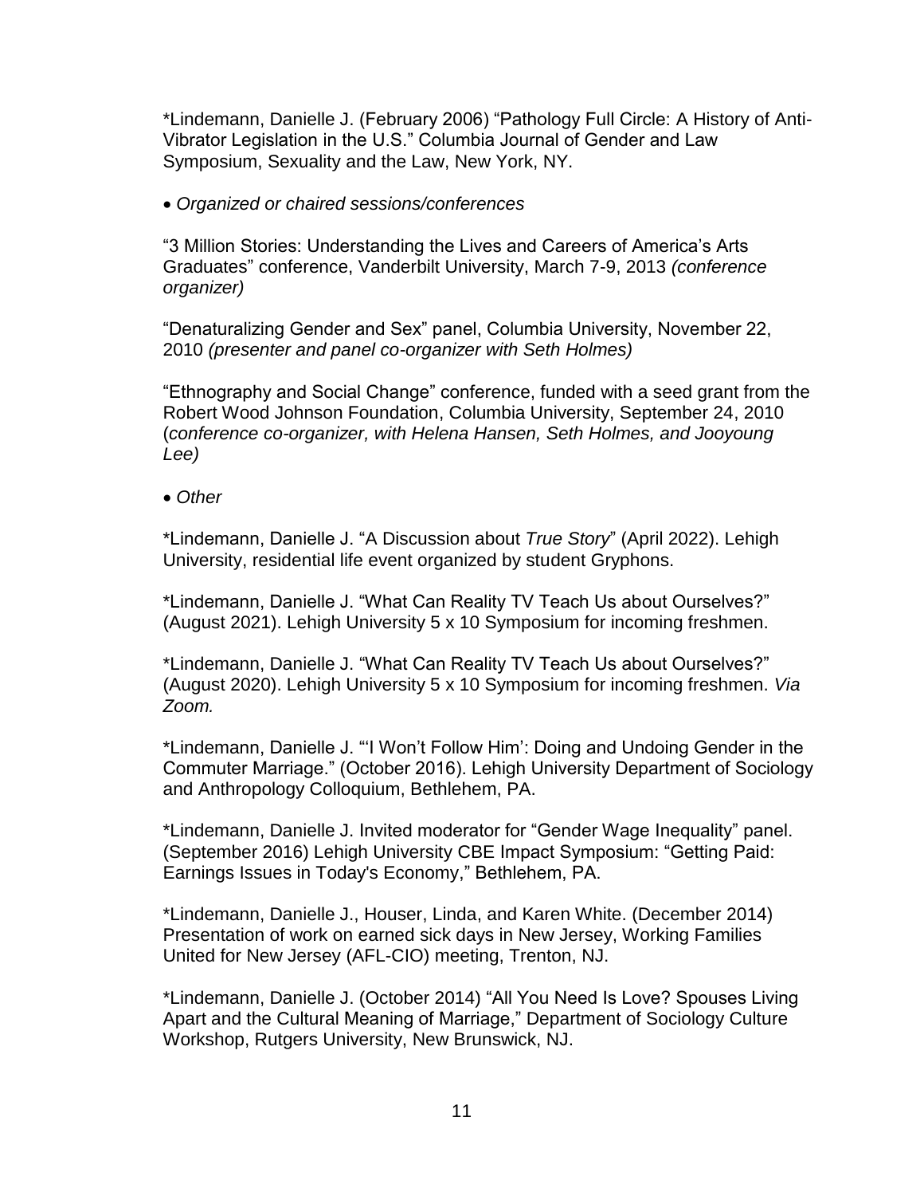*Lindemann, Danielle J. (February 2006) "Pathology Full Circle: A History of Anti-Vibrator Legislation in the U.S." Columbia Journal of Gender and Law Symposium, Sexuality and the Law, New York, NY.

- *Organized or chaired sessions/conferences*

"3 Million Stories: Understanding the Lives and Careers of America's Arts Graduates" conference, Vanderbilt University, March 7-9, 2013 *(conference organizer)*

"Denaturalizing Gender and Sex" panel, Columbia University, November 22, 2010 *(presenter and panel co-organizer with Seth Holmes)*

"Ethnography and Social Change" conference, funded with a seed grant from the Robert Wood Johnson Foundation, Columbia University, September 24, 2010 (*conference co-organizer, with Helena Hansen, Seth Holmes, and Jooyoung Lee)*

- *Other*

*Lindemann, Danielle J. "A Discussion about *True Story*" (April 2022). Lehigh University, residential life event organized by student Gryphons.

*Lindemann, Danielle J. "What Can Reality TV Teach Us about Ourselves?" (August 2021). Lehigh University 5 x 10 Symposium for incoming freshmen.

*Lindemann, Danielle J. "What Can Reality TV Teach Us about Ourselves?" (August 2020). Lehigh University 5 x 10 Symposium for incoming freshmen. *Via Zoom.*

*Lindemann, Danielle J. "'I Won't Follow Him': Doing and Undoing Gender in the Commuter Marriage." (October 2016). Lehigh University Department of Sociology and Anthropology Colloquium, Bethlehem, PA.

*Lindemann, Danielle J. Invited moderator for "Gender Wage Inequality" panel. (September 2016) Lehigh University CBE Impact Symposium: "Getting Paid: Earnings Issues in Today's Economy," Bethlehem, PA.

*Lindemann, Danielle J., Houser, Linda, and Karen White. (December 2014) Presentation of work on earned sick days in New Jersey, Working Families United for New Jersey (AFL-CIO) meeting, Trenton, NJ.

*Lindemann, Danielle J. (October 2014) "All You Need Is Love? Spouses Living Apart and the Cultural Meaning of Marriage," Department of Sociology Culture Workshop, Rutgers University, New Brunswick, NJ.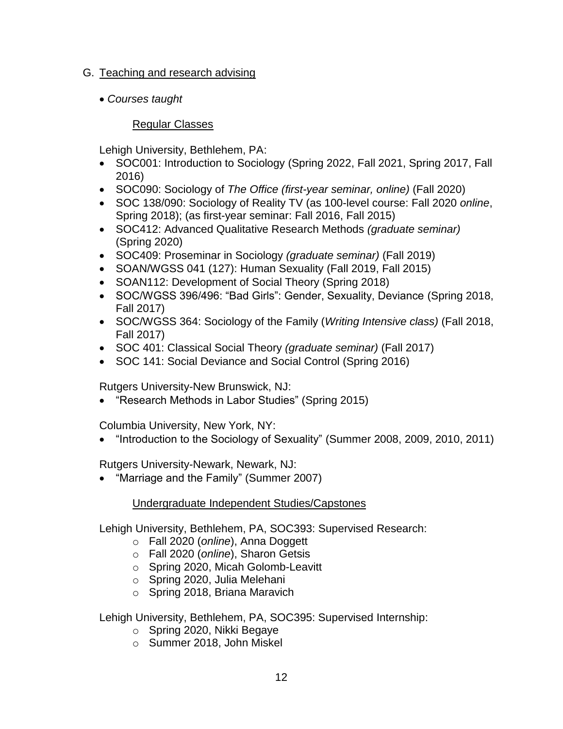G. <u>Teaching and research advising</u>

- *Courses taught*

<u>Regular Classes</u>

Lehigh University, Bethlehem, PA:

- SOC001: Introduction to Sociology (Spring 2022, Fall 2021, Spring 2017, Fall 2016)
- SOC090: Sociology of *The Office (first-year seminar, online)* (Fall 2020)
- SOC 138/090: Sociology of Reality TV (as 100-level course: Fall 2020 *online*, Spring 2018); (as first-year seminar: Fall 2016, Fall 2015)
- SOC412: Advanced Qualitative Research Methods *(graduate seminar)* (Spring 2020)
- SOC409: Proseminar in Sociology *(graduate seminar)* (Fall 2019)
- SOAN/WGSS 041 (127): Human Sexuality (Fall 2019, Fall 2015)
- SOAN112: Development of Social Theory (Spring 2018)
- SOC/WGSS 396/496: "Bad Girls": Gender, Sexuality, Deviance (Spring 2018, Fall 2017)
- SOC/WGSS 364: Sociology of the Family (*Writing Intensive class)* (Fall 2018, Fall 2017)
- SOC 401: Classical Social Theory *(graduate seminar)* (Fall 2017)
- SOC 141: Social Deviance and Social Control (Spring 2016)

Rutgers University-New Brunswick, NJ:

- "Research Methods in Labor Studies" (Spring 2015)

Columbia University, New York, NY:

- "Introduction to the Sociology of Sexuality" (Summer 2008, 2009, 2010, 2011)

Rutgers University-Newark, Newark, NJ:

- "Marriage and the Family" (Summer 2007)

<u>Undergraduate Independent Studies/Capstones</u>

Lehigh University, Bethlehem, PA, SOC393: Supervised Research:

- Fall 2020 (*online*), Anna Doggett
- Fall 2020 (*online*), Sharon Getsis
- Spring 2020, Micah Golomb-Leavitt
- Spring 2020, Julia Melehani
- Spring 2018, Briana Maravich

Lehigh University, Bethlehem, PA, SOC395: Supervised Internship:

- Spring 2020, Nikki Begaye
- Summer 2018, John Miskel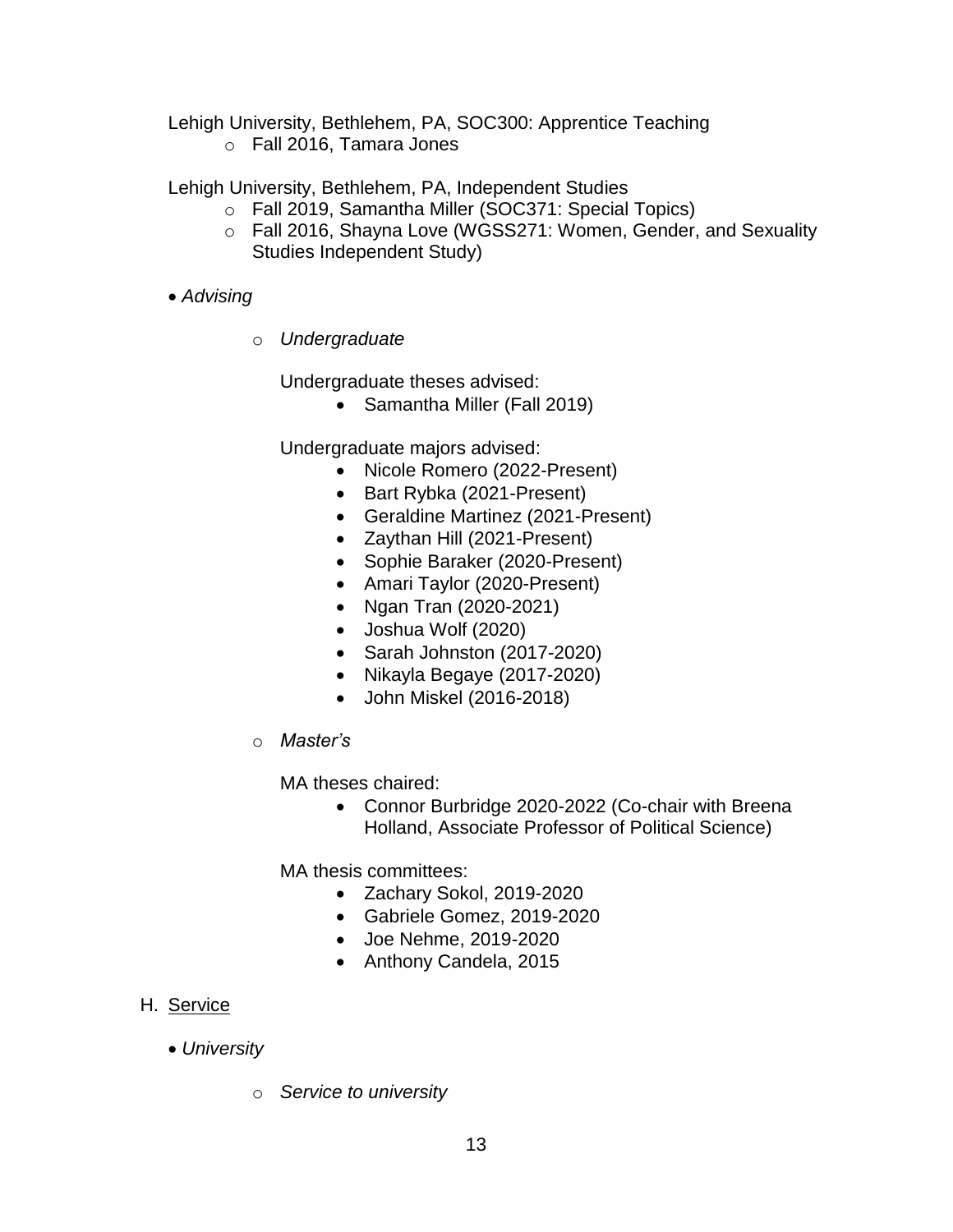Lehigh University, Bethlehem, PA, SOC300: Apprentice Teaching

- Fall 2016, Tamara Jones

Lehigh University, Bethlehem, PA, Independent Studies

- Fall 2019, Samantha Miller (SOC371: Special Topics)
- Fall 2016, Shayna Love (WGSS271: Women, Gender, and Sexuality Studies Independent Study)

- *Advising*

  - *Undergraduate*

    Undergraduate theses advised:

    - Samantha Miller (Fall 2019)

    Undergraduate majors advised:

    - Nicole Romero (2022-Present)
    - Bart Rybka (2021-Present)
    - Geraldine Martinez (2021-Present)
    - Zaythan Hill (2021-Present)
    - Sophie Baraker (2020-Present)
    - Amari Taylor (2020-Present)
    - Ngan Tran (2020-2021)
    - Joshua Wolf (2020)
    - Sarah Johnston (2017-2020)
    - Nikayla Begaye (2017-2020)
    - John Miskel (2016-2018)

  - *Master's*

    MA theses chaired:

    - Connor Burbridge 2020-2022 (Co-chair with Breena Holland, Associate Professor of Political Science)

    MA thesis committees:

    - Zachary Sokol, 2019-2020
    - Gabriele Gomez, 2019-2020
    - Joe Nehme, 2019-2020
    - Anthony Candela, 2015

## H. Service

- *University*

  - *Service to university*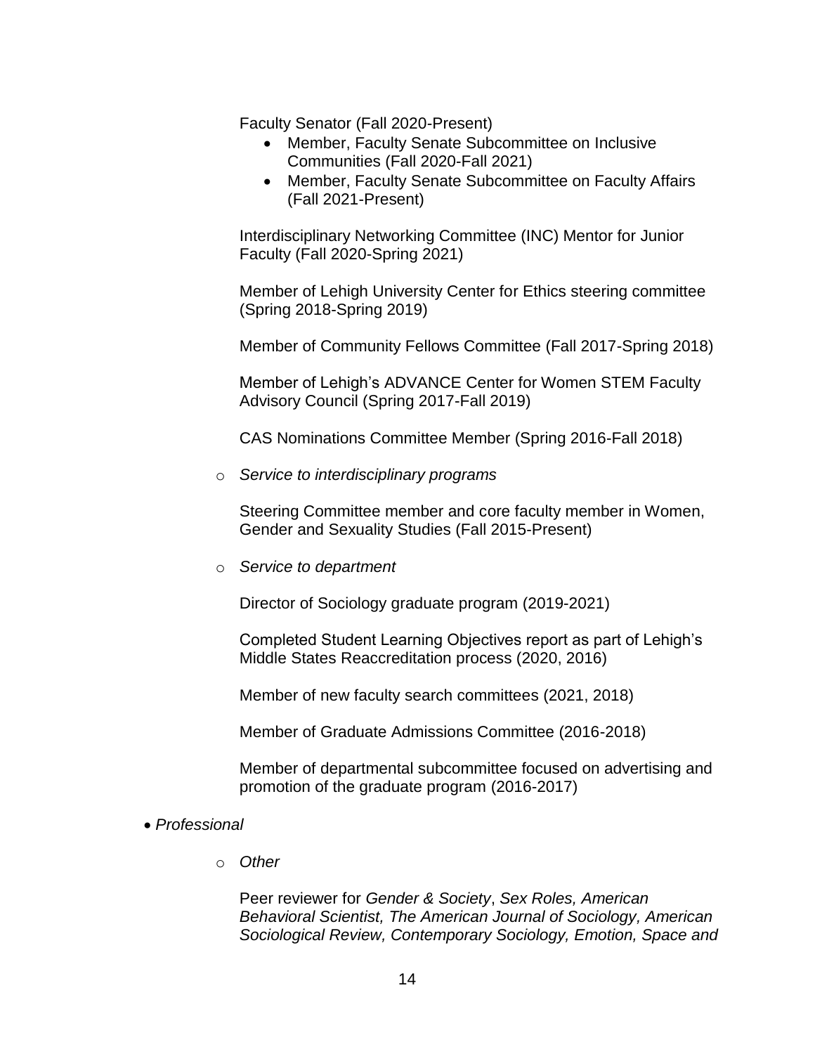Faculty Senator (Fall 2020-Present)

- Member, Faculty Senate Subcommittee on Inclusive Communities (Fall 2020-Fall 2021)
- Member, Faculty Senate Subcommittee on Faculty Affairs (Fall 2021-Present)

Interdisciplinary Networking Committee (INC) Mentor for Junior Faculty (Fall 2020-Spring 2021)

Member of Lehigh University Center for Ethics steering committee (Spring 2018-Spring 2019)

Member of Community Fellows Committee (Fall 2017-Spring 2018)

Member of Lehigh's ADVANCE Center for Women STEM Faculty Advisory Council (Spring 2017-Fall 2019)

CAS Nominations Committee Member (Spring 2016-Fall 2018)

- *Service to interdisciplinary programs*

  Steering Committee member and core faculty member in Women, Gender and Sexuality Studies (Fall 2015-Present)

- *Service to department*

  Director of Sociology graduate program (2019-2021)

  Completed Student Learning Objectives report as part of Lehigh's Middle States Reaccreditation process (2020, 2016)

  Member of new faculty search committees (2021, 2018)

  Member of Graduate Admissions Committee (2016-2018)

  Member of departmental subcommittee focused on advertising and promotion of the graduate program (2016-2017)

- *Professional*

  - *Other*

    Peer reviewer for *Gender & Society*, *Sex Roles, American Behavioral Scientist, The American Journal of Sociology, American Sociological Review, Contemporary Sociology, Emotion, Space and*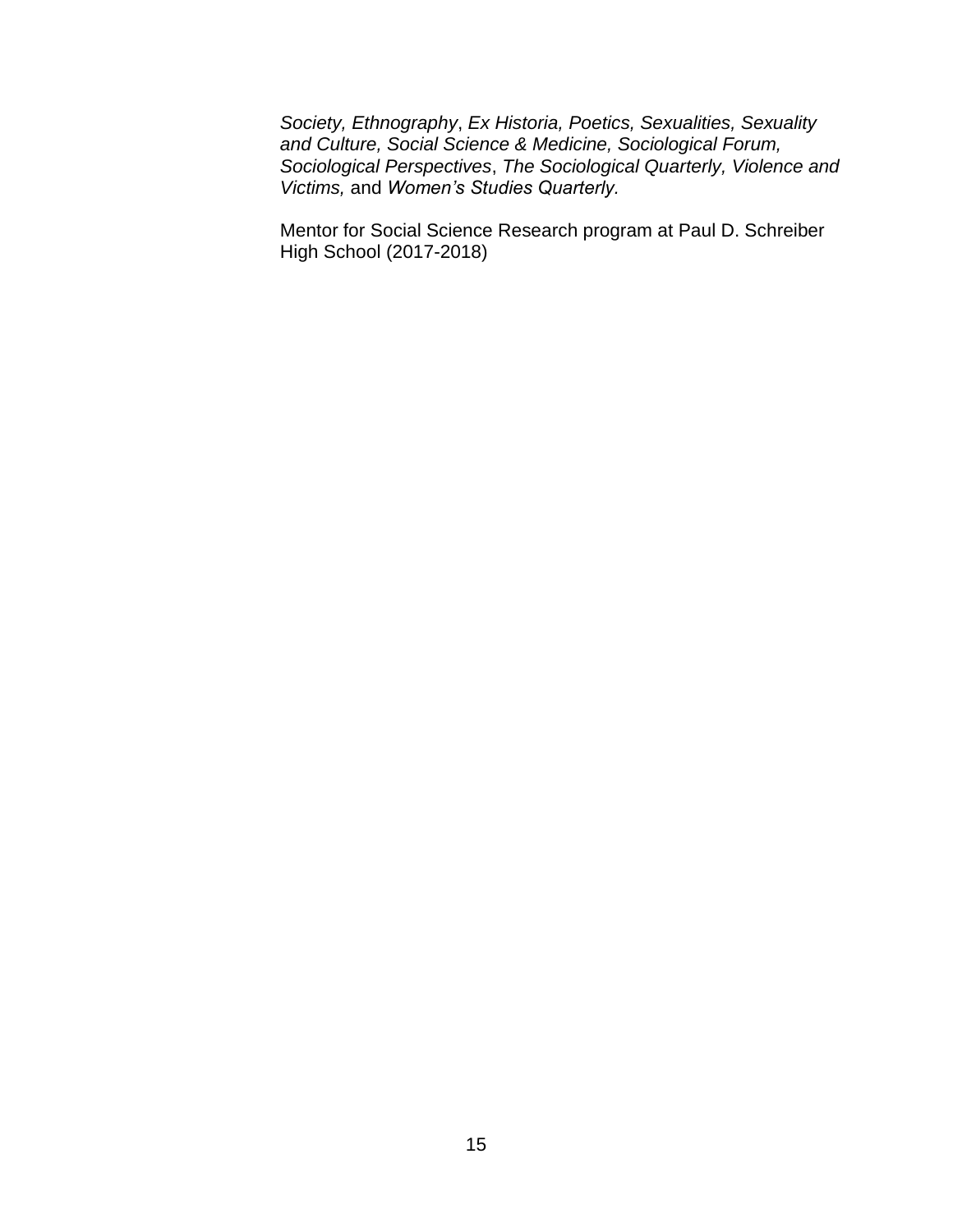*Society, Ethnography*, *Ex Historia, Poetics, Sexualities, Sexuality and Culture, Social Science & Medicine, Sociological Forum, Sociological Perspectives*, *The Sociological Quarterly, Violence and Victims,* and *Women's Studies Quarterly.*

Mentor for Social Science Research program at Paul D. Schreiber High School (2017-2018)